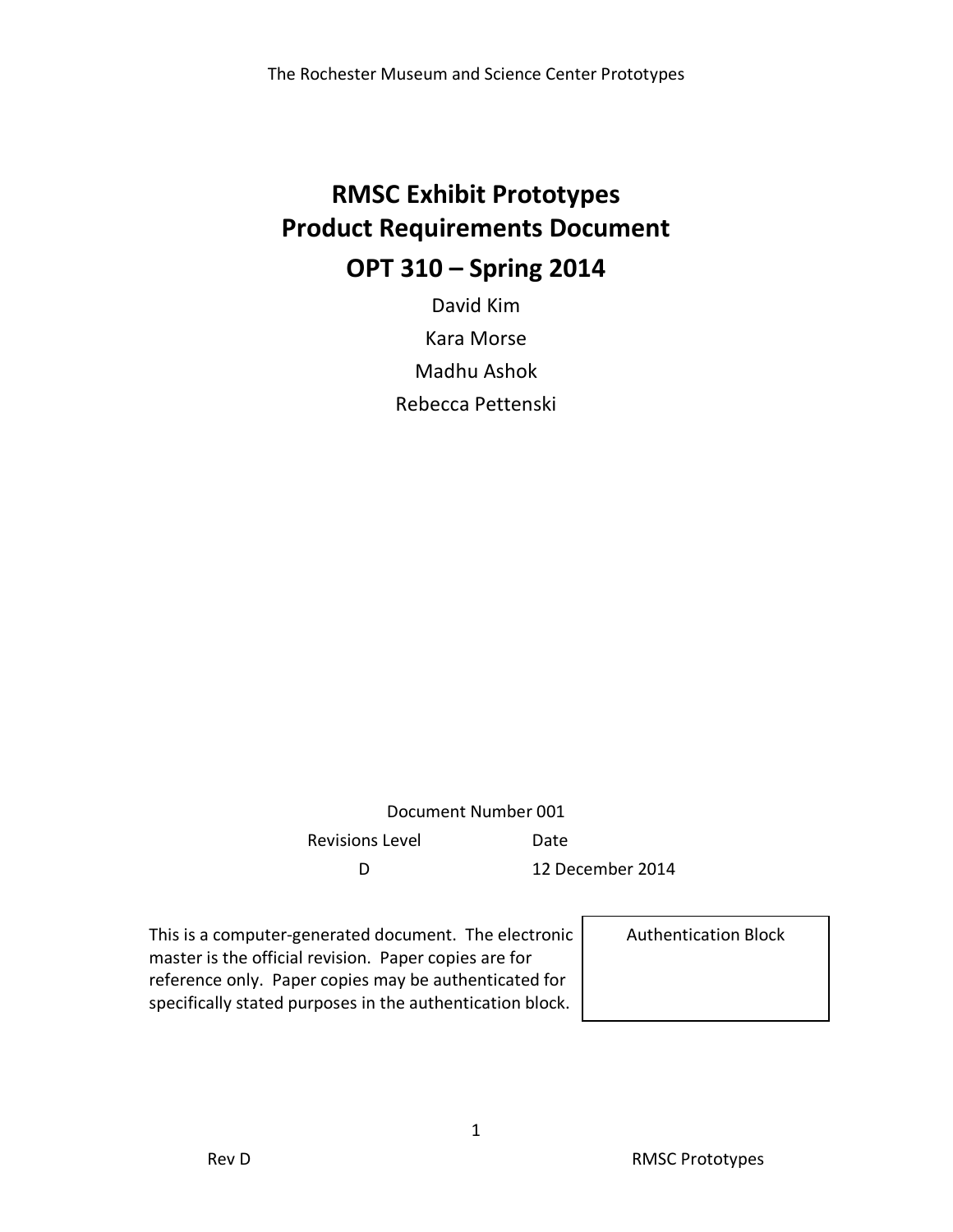# RMSC Exhibit Prototypes
# Product Requirements Document
# OPT 310 – Spring 2014

David Kim

Kara Morse

Madhu Ashok

Rebecca Pettenski

Document Number 001

| Revisions Level | Date |
| --- | --- |
| D | 12 December 2014 |

This is a computer-generated document. The electronic master is the official revision. Paper copies are for reference only. Paper copies may be authenticated for specifically stated purposes in the authentication block.

| Authentication Block |
| --- |
| |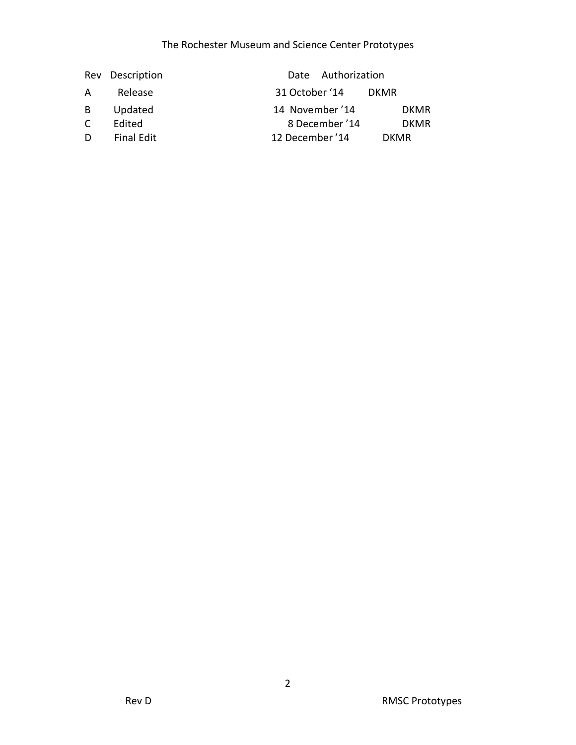| Rev | Description | Date | Authorization |
|---|---|---|---|
| A | Release | 31 October ‘14 | DKMR |
| B | Updated | 14 November ’14 | DKMR |
| C | Edited | 8 December ’14 | DKMR |
| D | Final Edit | 12 December ’14 | DKMR |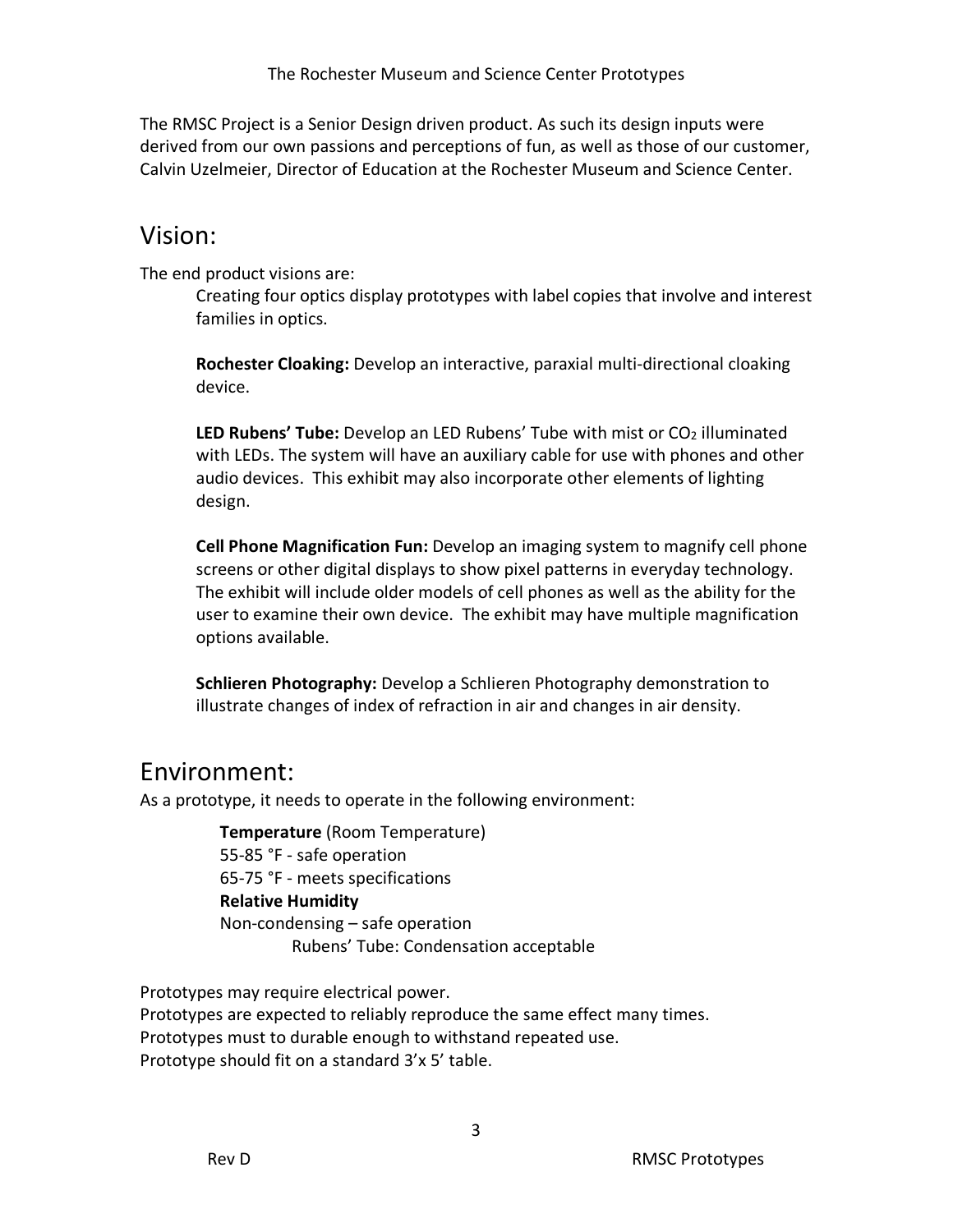The RMSC Project is a Senior Design driven product. As such its design inputs were derived from our own passions and perceptions of fun, as well as those of our customer, Calvin Uzelmeier, Director of Education at the Rochester Museum and Science Center.

## Vision:

The end product visions are:

Creating four optics display prototypes with label copies that involve and interest families in optics.

**Rochester Cloaking:** Develop an interactive, paraxial multi-directional cloaking device.

**LED Rubens' Tube:** Develop an LED Rubens' Tube with mist or $CO_2$ illuminated with LEDs. The system will have an auxiliary cable for use with phones and other audio devices. This exhibit may also incorporate other elements of lighting design.

**Cell Phone Magnification Fun:** Develop an imaging system to magnify cell phone screens or other digital displays to show pixel patterns in everyday technology. The exhibit will include older models of cell phones as well as the ability for the user to examine their own device. The exhibit may have multiple magnification options available.

**Schlieren Photography:** Develop a Schlieren Photography demonstration to illustrate changes of index of refraction in air and changes in air density.

## Environment:

As a prototype, it needs to operate in the following environment:

**Temperature** (Room Temperature)
55-85 °F - safe operation
65-75 °F - meets specifications
**Relative Humidity**
Non-condensing – safe operation
Rubens' Tube: Condensation acceptable

Prototypes may require electrical power.
Prototypes are expected to reliably reproduce the same effect many times.
Prototypes must to durable enough to withstand repeated use.
Prototype should fit on a standard 3'x 5' table.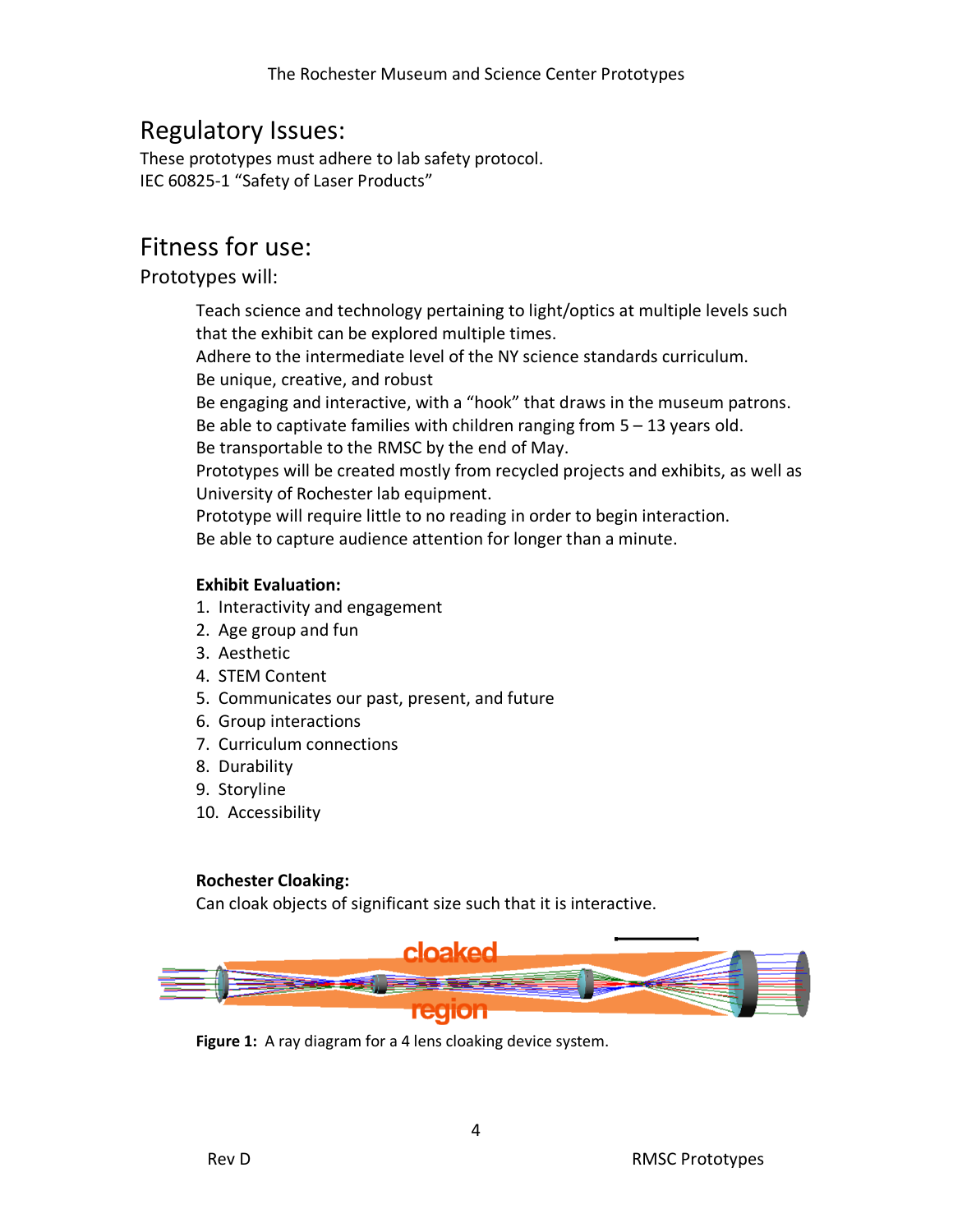## Regulatory Issues:

These prototypes must adhere to lab safety protocol.
IEC 60825-1 "Safety of Laser Products"

## Fitness for use:

### Prototypes will:

Teach science and technology pertaining to light/optics at multiple levels such that the exhibit can be explored multiple times.
Adhere to the intermediate level of the NY science standards curriculum.
Be unique, creative, and robust
Be engaging and interactive, with a "hook" that draws in the museum patrons.
Be able to captivate families with children ranging from 5 – 13 years old.
Be transportable to the RMSC by the end of May.
Prototypes will be created mostly from recycled projects and exhibits, as well as University of Rochester lab equipment.
Prototype will require little to no reading in order to begin interaction.
Be able to capture audience attention for longer than a minute.

**Exhibit Evaluation:**

1. Interactivity and engagement
2. Age group and fun
3. Aesthetic
4. STEM Content
5. Communicates our past, present, and future
6. Group interactions
7. Curriculum connections
8. Durability
9. Storyline
10. Accessibility

**Rochester Cloaking:**

Can cloak objects of significant size such that it is interactive.

**Figure 1:** A ray diagram for a 4 lens cloaking device system.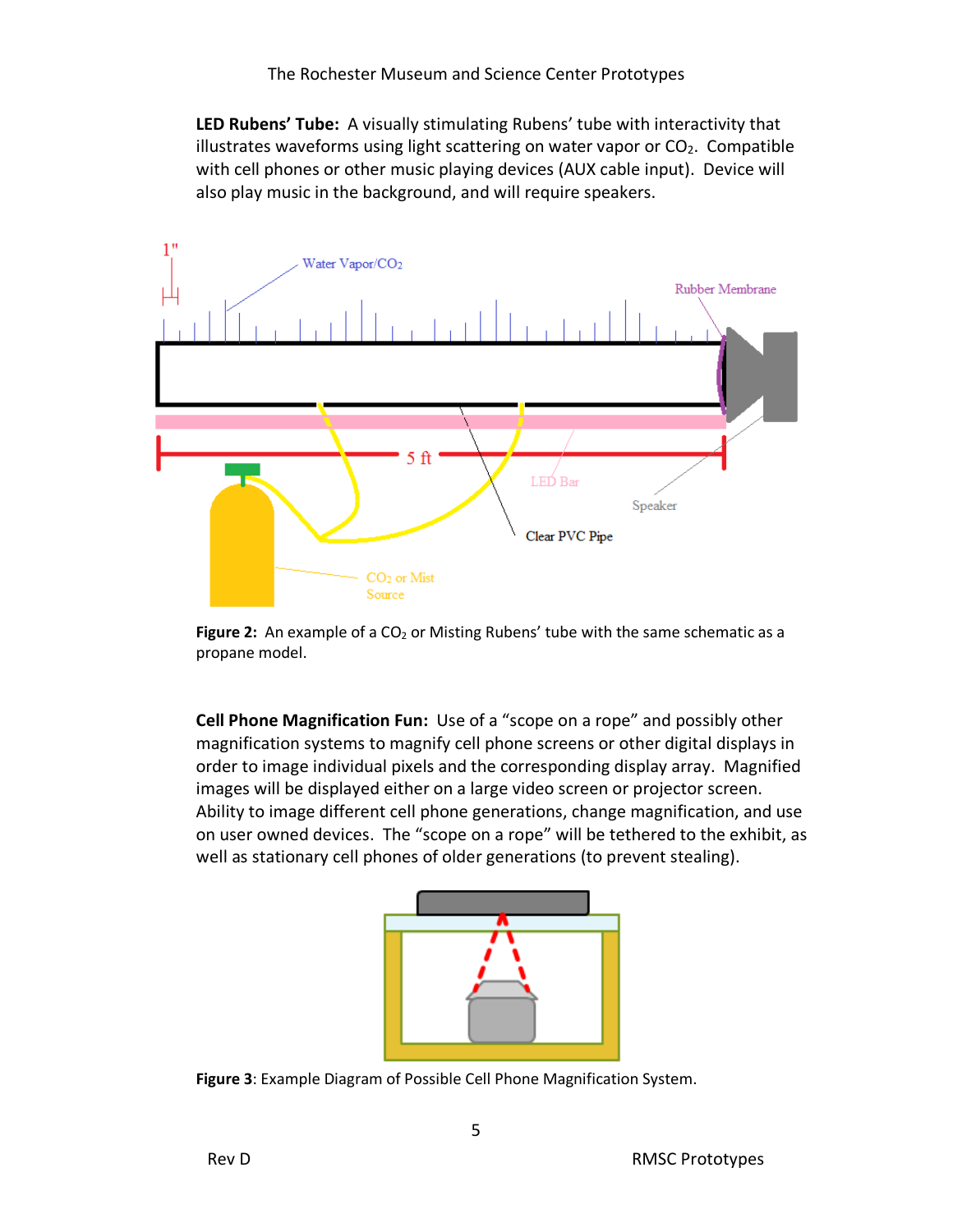**LED Rubens' Tube:** A visually stimulating Rubens' tube with interactivity that illustrates waveforms using light scattering on water vapor or $CO_2$. Compatible with cell phones or other music playing devices (AUX cable input). Device will also play music in the background, and will require speakers.

**Figure 2:** An example of a $CO_2$ or Misting Rubens' tube with the same schematic as a propane model.

**Cell Phone Magnification Fun:** Use of a "scope on a rope" and possibly other magnification systems to magnify cell phone screens or other digital displays in order to image individual pixels and the corresponding display array. Magnified images will be displayed either on a large video screen or projector screen. Ability to image different cell phone generations, change magnification, and use on user owned devices. The "scope on a rope" will be tethered to the exhibit, as well as stationary cell phones of older generations (to prevent stealing).

**Figure 3**: Example Diagram of Possible Cell Phone Magnification System.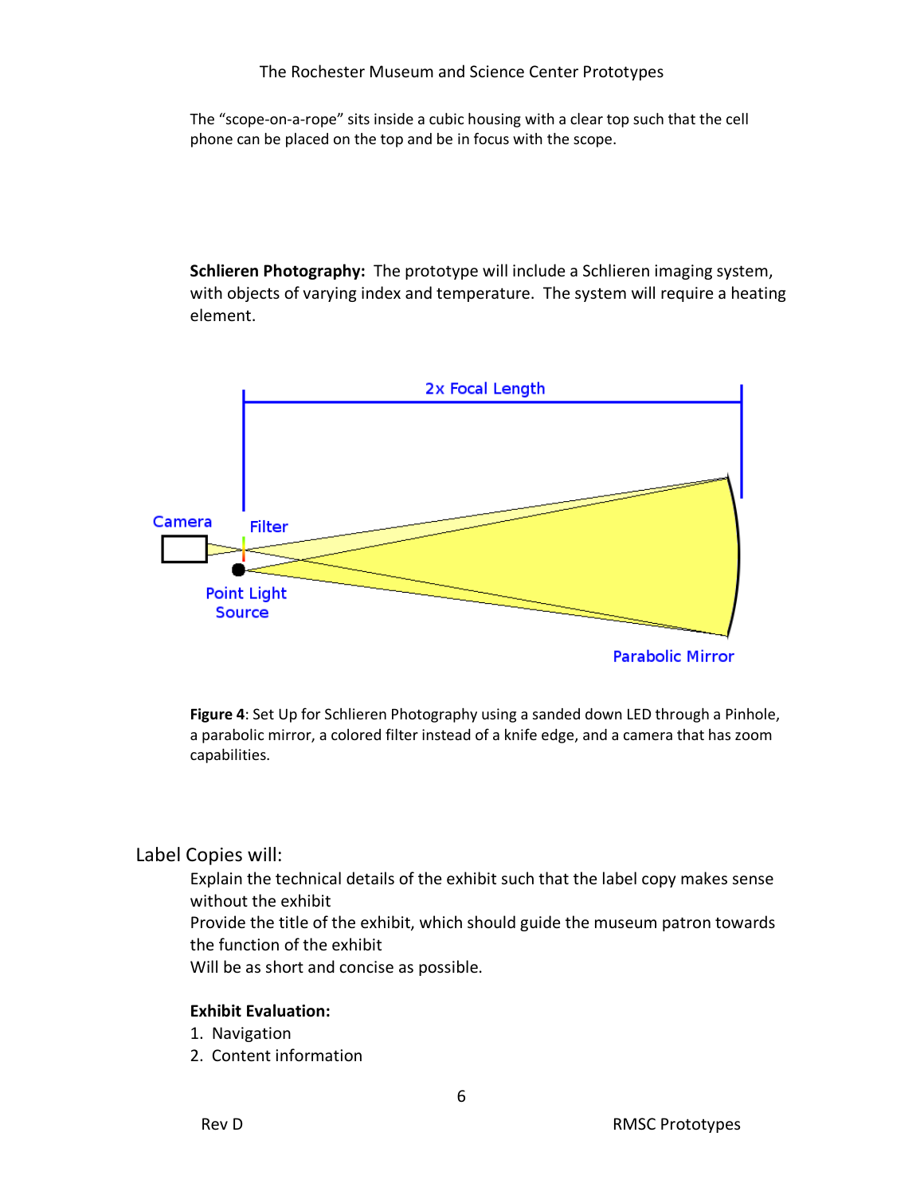The "scope-on-a-rope" sits inside a cubic housing with a clear top such that the cell phone can be placed on the top and be in focus with the scope.

**Schlieren Photography:** The prototype will include a Schlieren imaging system, with objects of varying index and temperature. The system will require a heating element.

**Figure 4**: Set Up for Schlieren Photography using a sanded down LED through a Pinhole, a parabolic mirror, a colored filter instead of a knife edge, and a camera that has zoom capabilities.

Label Copies will:

Explain the technical details of the exhibit such that the label copy makes sense without the exhibit

Provide the title of the exhibit, which should guide the museum patron towards the function of the exhibit

Will be as short and concise as possible.

**Exhibit Evaluation:**

1. Navigation
2. Content information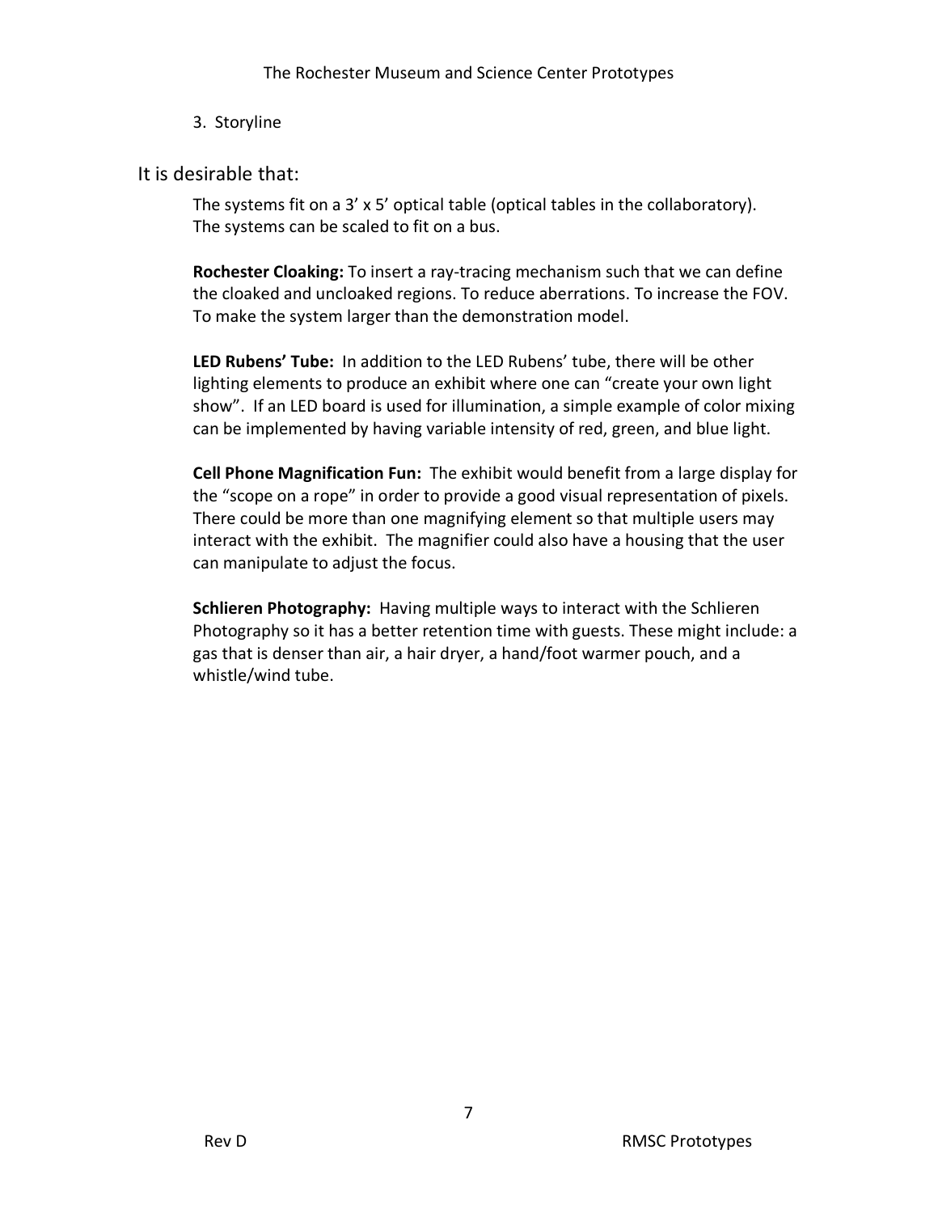3. Storyline

## It is desirable that:

The systems fit on a 3' x 5' optical table (optical tables in the collaboratory).
The systems can be scaled to fit on a bus.

**Rochester Cloaking:** To insert a ray-tracing mechanism such that we can define the cloaked and uncloaked regions. To reduce aberrations. To increase the FOV. To make the system larger than the demonstration model.

**LED Rubens' Tube:** In addition to the LED Rubens' tube, there will be other lighting elements to produce an exhibit where one can "create your own light show". If an LED board is used for illumination, a simple example of color mixing can be implemented by having variable intensity of red, green, and blue light.

**Cell Phone Magnification Fun:** The exhibit would benefit from a large display for the "scope on a rope" in order to provide a good visual representation of pixels. There could be more than one magnifying element so that multiple users may interact with the exhibit. The magnifier could also have a housing that the user can manipulate to adjust the focus.

**Schlieren Photography:** Having multiple ways to interact with the Schlieren Photography so it has a better retention time with guests. These might include: a gas that is denser than air, a hair dryer, a hand/foot warmer pouch, and a whistle/wind tube.